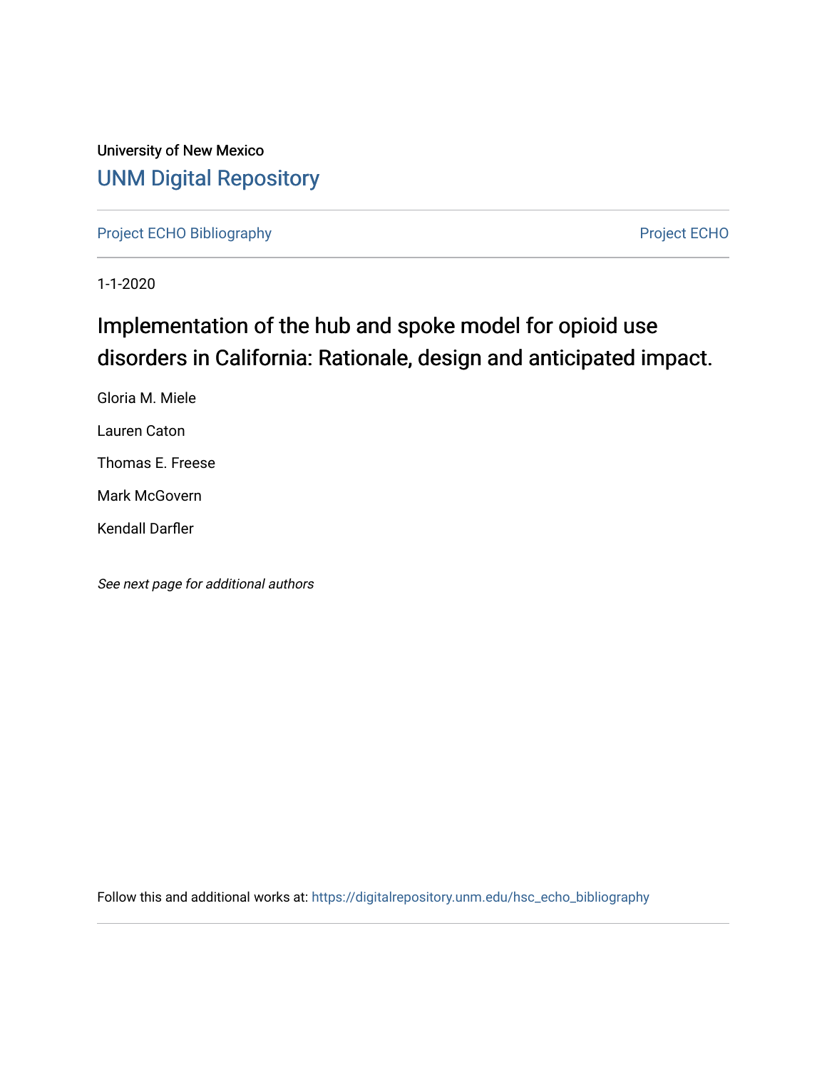University of New Mexico

[UNM Digital Repository](https://digitalrepository.unm.edu/)

Project ECHO Bibliography

Project ECHO

1-1-2020

# Implementation of the hub and spoke model for opioid use disorders in California: Rationale, design and anticipated impact.

Gloria M. Miele

Lauren Caton

Thomas E. Freese

Mark McGovern

Kendall Darfler

*See next page for additional authors*

Follow this and additional works at: https://digitalrepository.unm.edu/hsc_echo_bibliography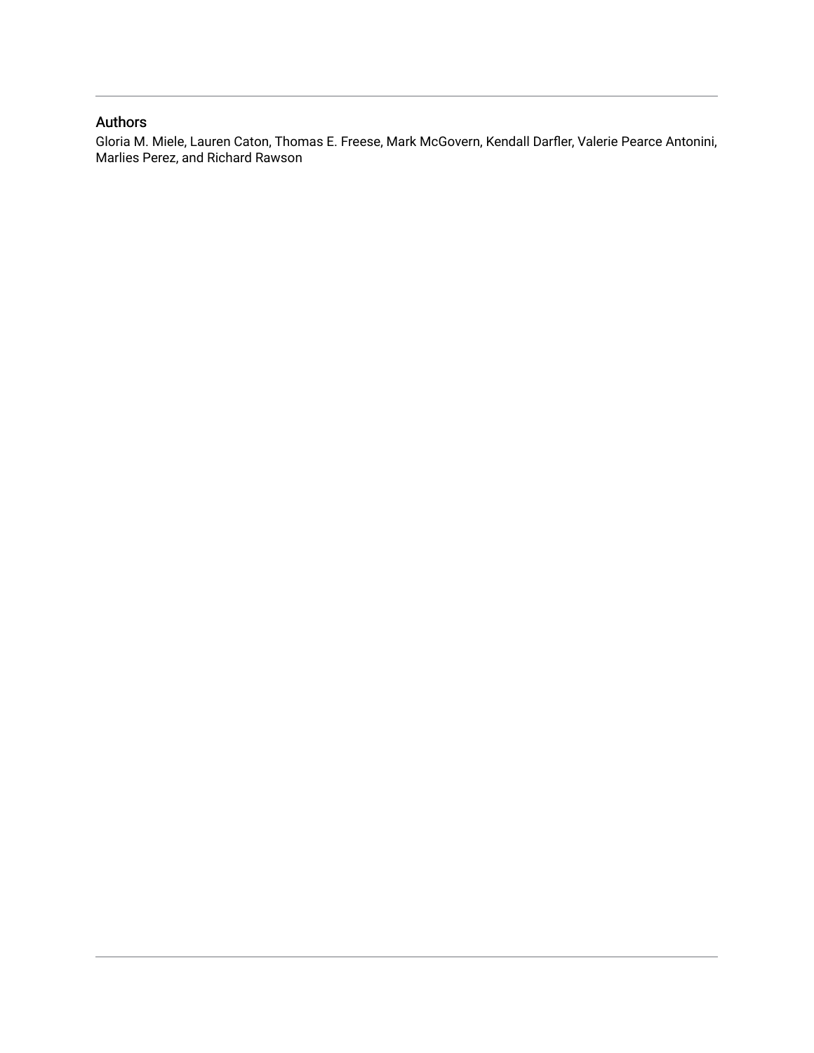## Authors

Gloria M. Miele, Lauren Caton, Thomas E. Freese, Mark McGovern, Kendall Darfler, Valerie Pearce Antonini, Marlies Perez, and Richard Rawson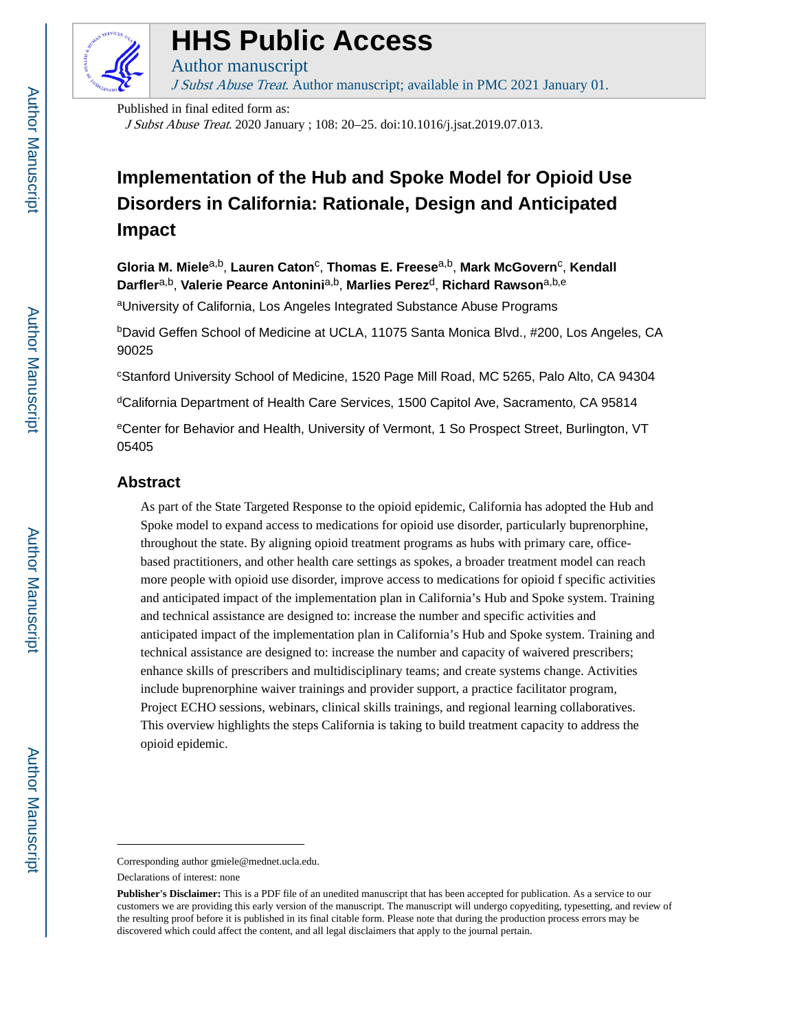# HHS Public Access

Author manuscript

*J Subst Abuse Treat*. Author manuscript; available in PMC 2021 January 01.

Published in final edited form as:

*J Subst Abuse Treat*. 2020 January ; 108: 20–25. doi:10.1016/j.jsat.2019.07.013.

# Implementation of the Hub and Spoke Model for Opioid Use Disorders in California: Rationale, Design and Anticipated Impact

**Gloria M. Miele**[a,b], **Lauren Caton**[c], **Thomas E. Freese**[a,b], **Mark McGovern**[c], **Kendall Darfler**[a,b], **Valerie Pearce Antonini**[a,b], **Marlies Perez**[d], **Richard Rawson**[a,b,e]

[a]University of California, Los Angeles Integrated Substance Abuse Programs

[b]David Geffen School of Medicine at UCLA, 11075 Santa Monica Blvd., #200, Los Angeles, CA 90025

[c]Stanford University School of Medicine, 1520 Page Mill Road, MC 5265, Palo Alto, CA 94304

[d]California Department of Health Care Services, 1500 Capitol Ave, Sacramento, CA 95814

[e]Center for Behavior and Health, University of Vermont, 1 So Prospect Street, Burlington, VT 05405

## Abstract

As part of the State Targeted Response to the opioid epidemic, California has adopted the Hub and Spoke model to expand access to medications for opioid use disorder, particularly buprenorphine, throughout the state. By aligning opioid treatment programs as hubs with primary care, office-based practitioners, and other health care settings as spokes, a broader treatment model can reach more people with opioid use disorder, improve access to medications for opioid f specific activities and anticipated impact of the implementation plan in California's Hub and Spoke system. Training and technical assistance are designed to: increase the number and specific activities and anticipated impact of the implementation plan in California's Hub and Spoke system. Training and technical assistance are designed to: increase the number and capacity of waivered prescribers; enhance skills of prescribers and multidisciplinary teams; and create systems change. Activities include buprenorphine waiver trainings and provider support, a practice facilitator program, Project ECHO sessions, webinars, clinical skills trainings, and regional learning collaboratives. This overview highlights the steps California is taking to build treatment capacity to address the opioid epidemic.

---

Corresponding author gmiele@mednet.ucla.edu.

Declarations of interest: none

**Publisher's Disclaimer:** This is a PDF file of an unedited manuscript that has been accepted for publication. As a service to our customers we are providing this early version of the manuscript. The manuscript will undergo copyediting, typesetting, and review of the resulting proof before it is published in its final citable form. Please note that during the production process errors may be discovered which could affect the content, and all legal disclaimers that apply to the journal pertain.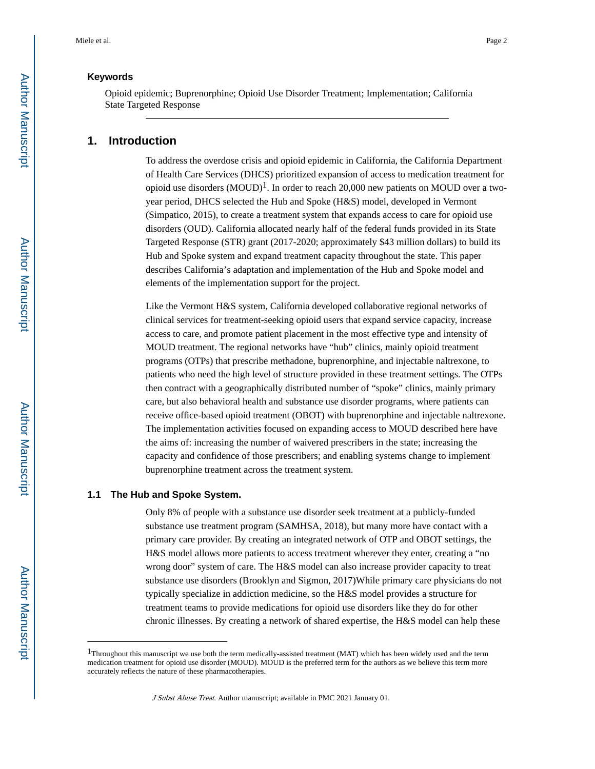## Keywords

Opioid epidemic; Buprenorphine; Opioid Use Disorder Treatment; Implementation; California State Targeted Response

# 1. Introduction

To address the overdose crisis and opioid epidemic in California, the California Department of Health Care Services (DHCS) prioritized expansion of access to medication treatment for opioid use disorders (MOUD)[1]. In order to reach 20,000 new patients on MOUD over a two-year period, DHCS selected the Hub and Spoke (H&S) model, developed in Vermont (Simpatico, 2015), to create a treatment system that expands access to care for opioid use disorders (OUD). California allocated nearly half of the federal funds provided in its State Targeted Response (STR) grant (2017-2020; approximately $43 million dollars) to build its Hub and Spoke system and expand treatment capacity throughout the state. This paper describes California's adaptation and implementation of the Hub and Spoke model and elements of the implementation support for the project.

Like the Vermont H&S system, California developed collaborative regional networks of clinical services for treatment-seeking opioid users that expand service capacity, increase access to care, and promote patient placement in the most effective type and intensity of MOUD treatment. The regional networks have "hub" clinics, mainly opioid treatment programs (OTPs) that prescribe methadone, buprenorphine, and injectable naltrexone, to patients who need the high level of structure provided in these treatment settings. The OTPs then contract with a geographically distributed number of "spoke" clinics, mainly primary care, but also behavioral health and substance use disorder programs, where patients can receive office-based opioid treatment (OBOT) with buprenorphine and injectable naltrexone. The implementation activities focused on expanding access to MOUD described here have the aims of: increasing the number of waivered prescribers in the state; increasing the capacity and confidence of those prescribers; and enabling systems change to implement buprenorphine treatment across the treatment system.

## 1.1 The Hub and Spoke System.

Only 8% of people with a substance use disorder seek treatment at a publicly-funded substance use treatment program (SAMHSA, 2018), but many more have contact with a primary care provider. By creating an integrated network of OTP and OBOT settings, the H&S model allows more patients to access treatment wherever they enter, creating a "no wrong door" system of care. The H&S model can also increase provider capacity to treat substance use disorders (Brooklyn and Sigmon, 2017)While primary care physicians do not typically specialize in addiction medicine, so the H&S model provides a structure for treatment teams to provide medications for opioid use disorders like they do for other chronic illnesses. By creating a network of shared expertise, the H&S model can help these

---

[1] Throughout this manuscript we use both the term medically-assisted treatment (MAT) which has been widely used and the term medication treatment for opioid use disorder (MOUD). MOUD is the preferred term for the authors as we believe this term more accurately reflects the nature of these pharmacotherapies.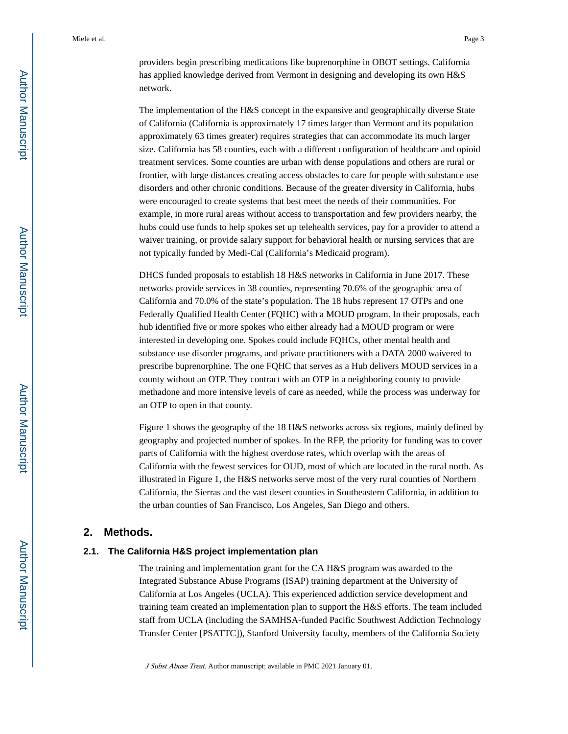providers begin prescribing medications like buprenorphine in OBOT settings. California has applied knowledge derived from Vermont in designing and developing its own H&S network.

The implementation of the H&S concept in the expansive and geographically diverse State of California (California is approximately 17 times larger than Vermont and its population approximately 63 times greater) requires strategies that can accommodate its much larger size. California has 58 counties, each with a different configuration of healthcare and opioid treatment services. Some counties are urban with dense populations and others are rural or frontier, with large distances creating access obstacles to care for people with substance use disorders and other chronic conditions. Because of the greater diversity in California, hubs were encouraged to create systems that best meet the needs of their communities. For example, in more rural areas without access to transportation and few providers nearby, the hubs could use funds to help spokes set up telehealth services, pay for a provider to attend a waiver training, or provide salary support for behavioral health or nursing services that are not typically funded by Medi-Cal (California's Medicaid program).

DHCS funded proposals to establish 18 H&S networks in California in June 2017. These networks provide services in 38 counties, representing 70.6% of the geographic area of California and 70.0% of the state's population. The 18 hubs represent 17 OTPs and one Federally Qualified Health Center (FQHC) with a MOUD program. In their proposals, each hub identified five or more spokes who either already had a MOUD program or were interested in developing one. Spokes could include FQHCs, other mental health and substance use disorder programs, and private practitioners with a DATA 2000 waivered to prescribe buprenorphine. The one FQHC that serves as a Hub delivers MOUD services in a county without an OTP. They contract with an OTP in a neighboring county to provide methadone and more intensive levels of care as needed, while the process was underway for an OTP to open in that county.

Figure 1 shows the geography of the 18 H&S networks across six regions, mainly defined by geography and projected number of spokes. In the RFP, the priority for funding was to cover parts of California with the highest overdose rates, which overlap with the areas of California with the fewest services for OUD, most of which are located in the rural north. As illustrated in Figure 1, the H&S networks serve most of the very rural counties of Northern California, the Sierras and the vast desert counties in Southeastern California, in addition to the urban counties of San Francisco, Los Angeles, San Diego and others.

## 2. Methods.

### 2.1. The California H&S project implementation plan

The training and implementation grant for the CA H&S program was awarded to the Integrated Substance Abuse Programs (ISAP) training department at the University of California at Los Angeles (UCLA). This experienced addiction service development and training team created an implementation plan to support the H&S efforts. The team included staff from UCLA (including the SAMHSA-funded Pacific Southwest Addiction Technology Transfer Center [PSATTC]), Stanford University faculty, members of the California Society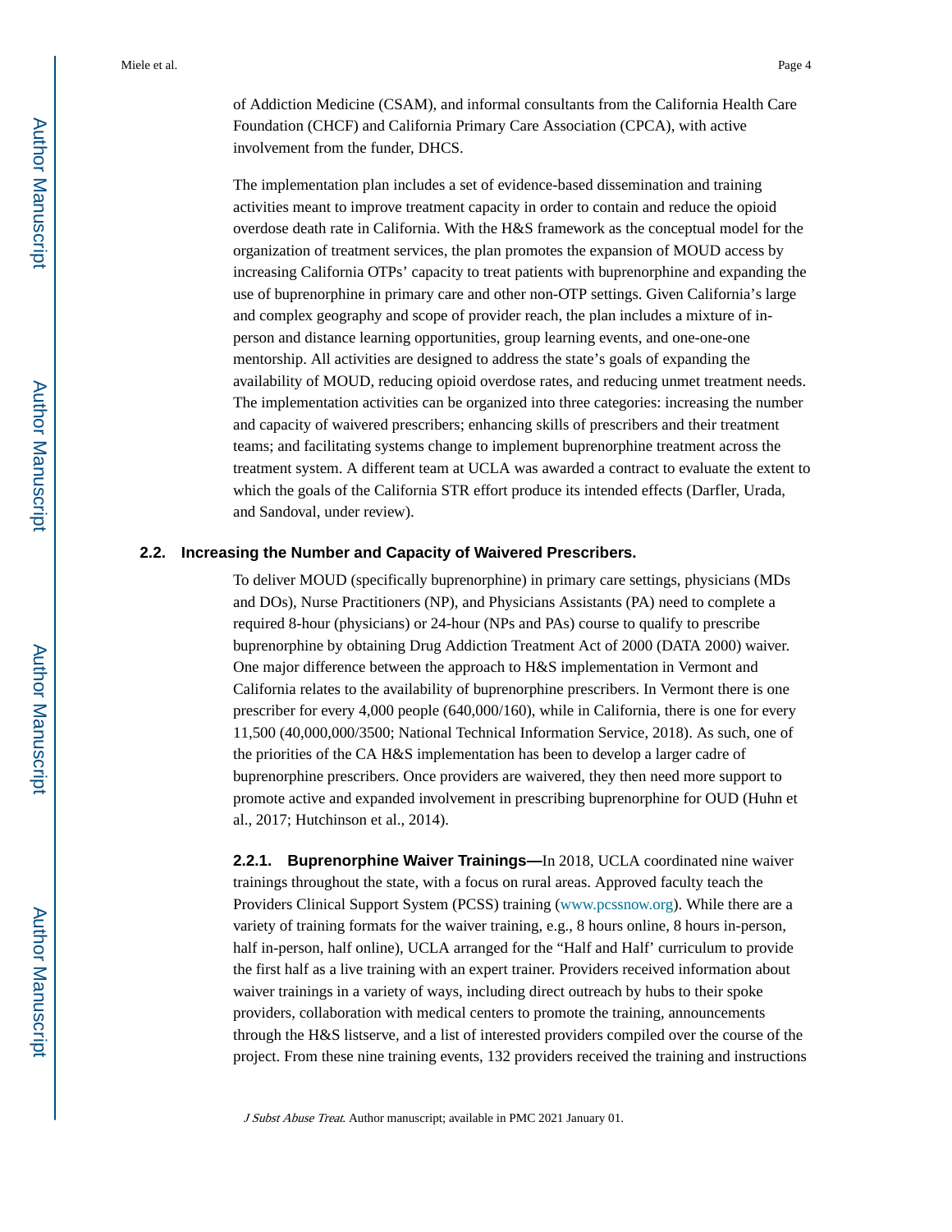of Addiction Medicine (CSAM), and informal consultants from the California Health Care Foundation (CHCF) and California Primary Care Association (CPCA), with active involvement from the funder, DHCS.

The implementation plan includes a set of evidence-based dissemination and training activities meant to improve treatment capacity in order to contain and reduce the opioid overdose death rate in California. With the H&S framework as the conceptual model for the organization of treatment services, the plan promotes the expansion of MOUD access by increasing California OTPs' capacity to treat patients with buprenorphine and expanding the use of buprenorphine in primary care and other non-OTP settings. Given California's large and complex geography and scope of provider reach, the plan includes a mixture of in-person and distance learning opportunities, group learning events, and one-one-one mentorship. All activities are designed to address the state's goals of expanding the availability of MOUD, reducing opioid overdose rates, and reducing unmet treatment needs. The implementation activities can be organized into three categories: increasing the number and capacity of waivered prescribers; enhancing skills of prescribers and their treatment teams; and facilitating systems change to implement buprenorphine treatment across the treatment system. A different team at UCLA was awarded a contract to evaluate the extent to which the goals of the California STR effort produce its intended effects (Darfler, Urada, and Sandoval, under review).

### 2.2. Increasing the Number and Capacity of Waivered Prescribers.

To deliver MOUD (specifically buprenorphine) in primary care settings, physicians (MDs and DOs), Nurse Practitioners (NP), and Physicians Assistants (PA) need to complete a required 8-hour (physicians) or 24-hour (NPs and PAs) course to qualify to prescribe buprenorphine by obtaining Drug Addiction Treatment Act of 2000 (DATA 2000) waiver. One major difference between the approach to H&S implementation in Vermont and California relates to the availability of buprenorphine prescribers. In Vermont there is one prescriber for every 4,000 people (640,000/160), while in California, there is one for every 11,500 (40,000,000/3500; National Technical Information Service, 2018). As such, one of the priorities of the CA H&S implementation has been to develop a larger cadre of buprenorphine prescribers. Once providers are waivered, they then need more support to promote active and expanded involvement in prescribing buprenorphine for OUD (Huhn et al., 2017; Hutchinson et al., 2014).

**2.2.1. Buprenorphine Waiver Trainings—**In 2018, UCLA coordinated nine waiver trainings throughout the state, with a focus on rural areas. Approved faculty teach the Providers Clinical Support System (PCSS) training (www.pcssnow.org). While there are a variety of training formats for the waiver training, e.g., 8 hours online, 8 hours in-person, half in-person, half online), UCLA arranged for the "Half and Half' curriculum to provide the first half as a live training with an expert trainer. Providers received information about waiver trainings in a variety of ways, including direct outreach by hubs to their spoke providers, collaboration with medical centers to promote the training, announcements through the H&S listserve, and a list of interested providers compiled over the course of the project. From these nine training events, 132 providers received the training and instructions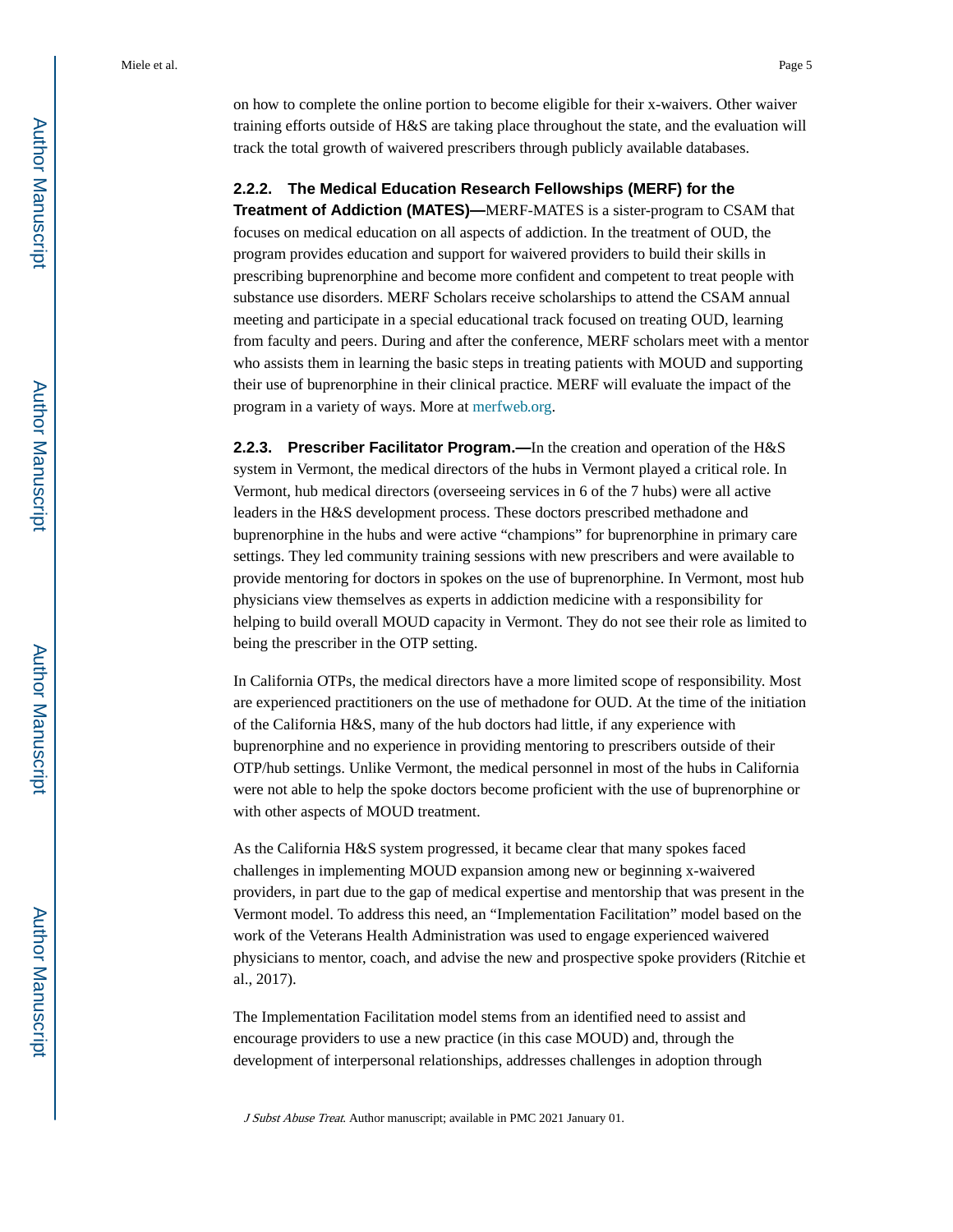on how to complete the online portion to become eligible for their x-waivers. Other waiver training efforts outside of H&S are taking place throughout the state, and the evaluation will track the total growth of waivered prescribers through publicly available databases.

#### 2.2.2. The Medical Education Research Fellowships (MERF) for the Treatment of Addiction (MATES)—

MERF-MATES is a sister-program to CSAM that focuses on medical education on all aspects of addiction. In the treatment of OUD, the program provides education and support for waivered providers to build their skills in prescribing buprenorphine and become more confident and competent to treat people with substance use disorders. MERF Scholars receive scholarships to attend the CSAM annual meeting and participate in a special educational track focused on treating OUD, learning from faculty and peers. During and after the conference, MERF scholars meet with a mentor who assists them in learning the basic steps in treating patients with MOUD and supporting their use of buprenorphine in their clinical practice. MERF will evaluate the impact of the program in a variety of ways. More at merfweb.org.

#### 2.2.3. Prescriber Facilitator Program.—

In the creation and operation of the H&S system in Vermont, the medical directors of the hubs in Vermont played a critical role. In Vermont, hub medical directors (overseeing services in 6 of the 7 hubs) were all active leaders in the H&S development process. These doctors prescribed methadone and buprenorphine in the hubs and were active "champions" for buprenorphine in primary care settings. They led community training sessions with new prescribers and were available to provide mentoring for doctors in spokes on the use of buprenorphine. In Vermont, most hub physicians view themselves as experts in addiction medicine with a responsibility for helping to build overall MOUD capacity in Vermont. They do not see their role as limited to being the prescriber in the OTP setting.

In California OTPs, the medical directors have a more limited scope of responsibility. Most are experienced practitioners on the use of methadone for OUD. At the time of the initiation of the California H&S, many of the hub doctors had little, if any experience with buprenorphine and no experience in providing mentoring to prescribers outside of their OTP/hub settings. Unlike Vermont, the medical personnel in most of the hubs in California were not able to help the spoke doctors become proficient with the use of buprenorphine or with other aspects of MOUD treatment.

As the California H&S system progressed, it became clear that many spokes faced challenges in implementing MOUD expansion among new or beginning x-waivered providers, in part due to the gap of medical expertise and mentorship that was present in the Vermont model. To address this need, an "Implementation Facilitation" model based on the work of the Veterans Health Administration was used to engage experienced waivered physicians to mentor, coach, and advise the new and prospective spoke providers (Ritchie et al., 2017).

The Implementation Facilitation model stems from an identified need to assist and encourage providers to use a new practice (in this case MOUD) and, through the development of interpersonal relationships, addresses challenges in adoption through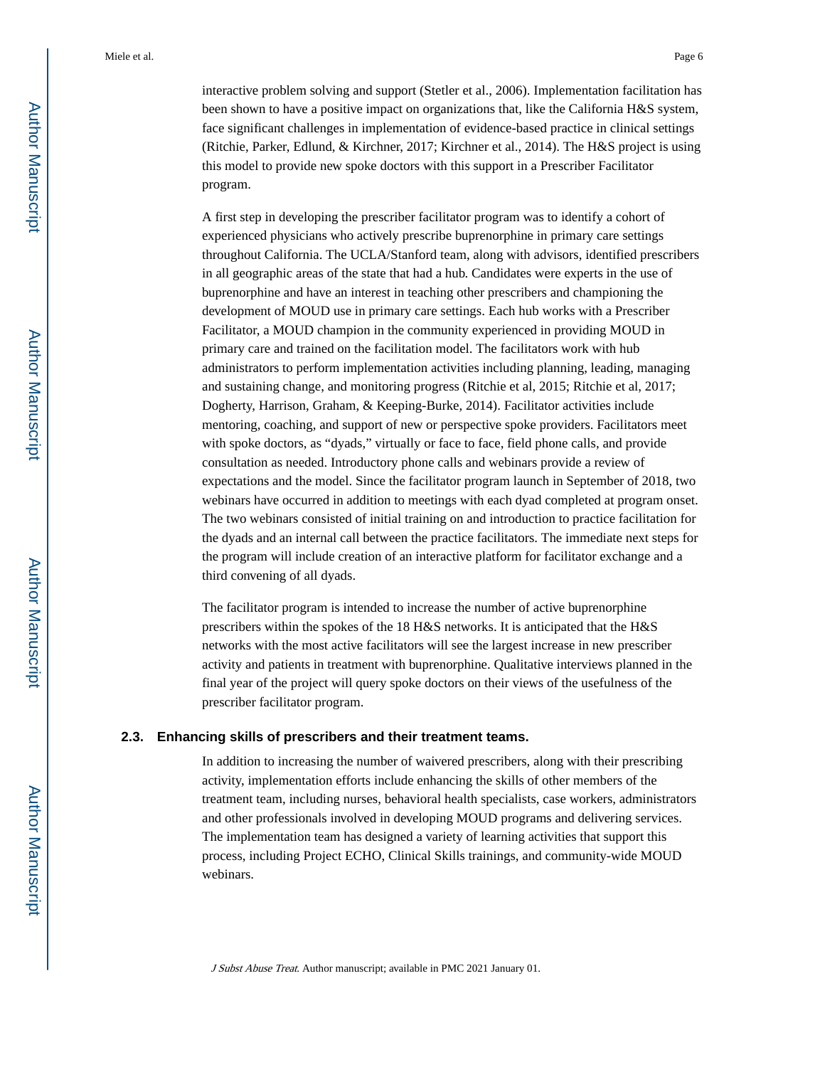interactive problem solving and support (Stetler et al., 2006). Implementation facilitation has been shown to have a positive impact on organizations that, like the California H&S system, face significant challenges in implementation of evidence-based practice in clinical settings (Ritchie, Parker, Edlund, & Kirchner, 2017; Kirchner et al., 2014). The H&S project is using this model to provide new spoke doctors with this support in a Prescriber Facilitator program.

A first step in developing the prescriber facilitator program was to identify a cohort of experienced physicians who actively prescribe buprenorphine in primary care settings throughout California. The UCLA/Stanford team, along with advisors, identified prescribers in all geographic areas of the state that had a hub. Candidates were experts in the use of buprenorphine and have an interest in teaching other prescribers and championing the development of MOUD use in primary care settings. Each hub works with a Prescriber Facilitator, a MOUD champion in the community experienced in providing MOUD in primary care and trained on the facilitation model. The facilitators work with hub administrators to perform implementation activities including planning, leading, managing and sustaining change, and monitoring progress (Ritchie et al, 2015; Ritchie et al, 2017; Dogherty, Harrison, Graham, & Keeping-Burke, 2014). Facilitator activities include mentoring, coaching, and support of new or perspective spoke providers. Facilitators meet with spoke doctors, as “dyads,” virtually or face to face, field phone calls, and provide consultation as needed. Introductory phone calls and webinars provide a review of expectations and the model. Since the facilitator program launch in September of 2018, two webinars have occurred in addition to meetings with each dyad completed at program onset. The two webinars consisted of initial training on and introduction to practice facilitation for the dyads and an internal call between the practice facilitators. The immediate next steps for the program will include creation of an interactive platform for facilitator exchange and a third convening of all dyads.

The facilitator program is intended to increase the number of active buprenorphine prescribers within the spokes of the 18 H&S networks. It is anticipated that the H&S networks with the most active facilitators will see the largest increase in new prescriber activity and patients in treatment with buprenorphine. Qualitative interviews planned in the final year of the project will query spoke doctors on their views of the usefulness of the prescriber facilitator program.

### 2.3. Enhancing skills of prescribers and their treatment teams.

In addition to increasing the number of waivered prescribers, along with their prescribing activity, implementation efforts include enhancing the skills of other members of the treatment team, including nurses, behavioral health specialists, case workers, administrators and other professionals involved in developing MOUD programs and delivering services. The implementation team has designed a variety of learning activities that support this process, including Project ECHO, Clinical Skills trainings, and community-wide MOUD webinars.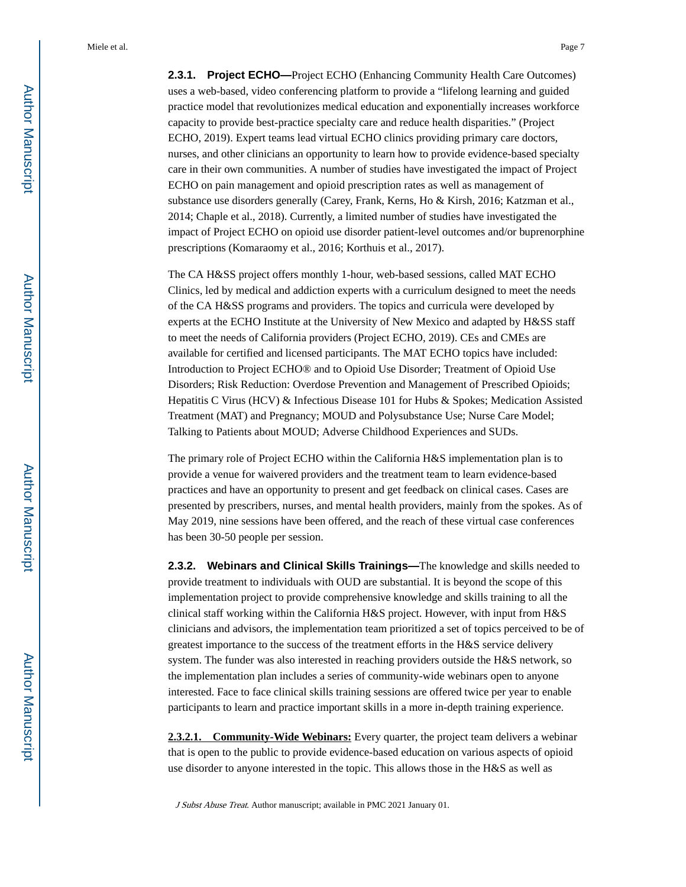#### 2.3.1. Project ECHO—

Project ECHO (Enhancing Community Health Care Outcomes) uses a web-based, video conferencing platform to provide a "lifelong learning and guided practice model that revolutionizes medical education and exponentially increases workforce capacity to provide best-practice specialty care and reduce health disparities." (Project ECHO, 2019). Expert teams lead virtual ECHO clinics providing primary care doctors, nurses, and other clinicians an opportunity to learn how to provide evidence-based specialty care in their own communities. A number of studies have investigated the impact of Project ECHO on pain management and opioid prescription rates as well as management of substance use disorders generally (Carey, Frank, Kerns, Ho & Kirsh, 2016; Katzman et al., 2014; Chaple et al., 2018). Currently, a limited number of studies have investigated the impact of Project ECHO on opioid use disorder patient-level outcomes and/or buprenorphine prescriptions (Komaraomy et al., 2016; Korthuis et al., 2017).

The CA H&SS project offers monthly 1-hour, web-based sessions, called MAT ECHO Clinics, led by medical and addiction experts with a curriculum designed to meet the needs of the CA H&SS programs and providers. The topics and curricula were developed by experts at the ECHO Institute at the University of New Mexico and adapted by H&SS staff to meet the needs of California providers (Project ECHO, 2019). CEs and CMEs are available for certified and licensed participants. The MAT ECHO topics have included: Introduction to Project ECHO® and to Opioid Use Disorder; Treatment of Opioid Use Disorders; Risk Reduction: Overdose Prevention and Management of Prescribed Opioids; Hepatitis C Virus (HCV) & Infectious Disease 101 for Hubs & Spokes; Medication Assisted Treatment (MAT) and Pregnancy; MOUD and Polysubstance Use; Nurse Care Model; Talking to Patients about MOUD; Adverse Childhood Experiences and SUDs.

The primary role of Project ECHO within the California H&S implementation plan is to provide a venue for waivered providers and the treatment team to learn evidence-based practices and have an opportunity to present and get feedback on clinical cases. Cases are presented by prescribers, nurses, and mental health providers, mainly from the spokes. As of May 2019, nine sessions have been offered, and the reach of these virtual case conferences has been 30-50 people per session.

#### 2.3.2. Webinars and Clinical Skills Trainings—

The knowledge and skills needed to provide treatment to individuals with OUD are substantial. It is beyond the scope of this implementation project to provide comprehensive knowledge and skills training to all the clinical staff working within the California H&S project. However, with input from H&S clinicians and advisors, the implementation team prioritized a set of topics perceived to be of greatest importance to the success of the treatment efforts in the H&S service delivery system. The funder was also interested in reaching providers outside the H&S network, so the implementation plan includes a series of community-wide webinars open to anyone interested. Face to face clinical skills training sessions are offered twice per year to enable participants to learn and practice important skills in a more in-depth training experience.

**2.3.2.1. Community-Wide Webinars:** Every quarter, the project team delivers a webinar that is open to the public to provide evidence-based education on various aspects of opioid use disorder to anyone interested in the topic. This allows those in the H&S as well as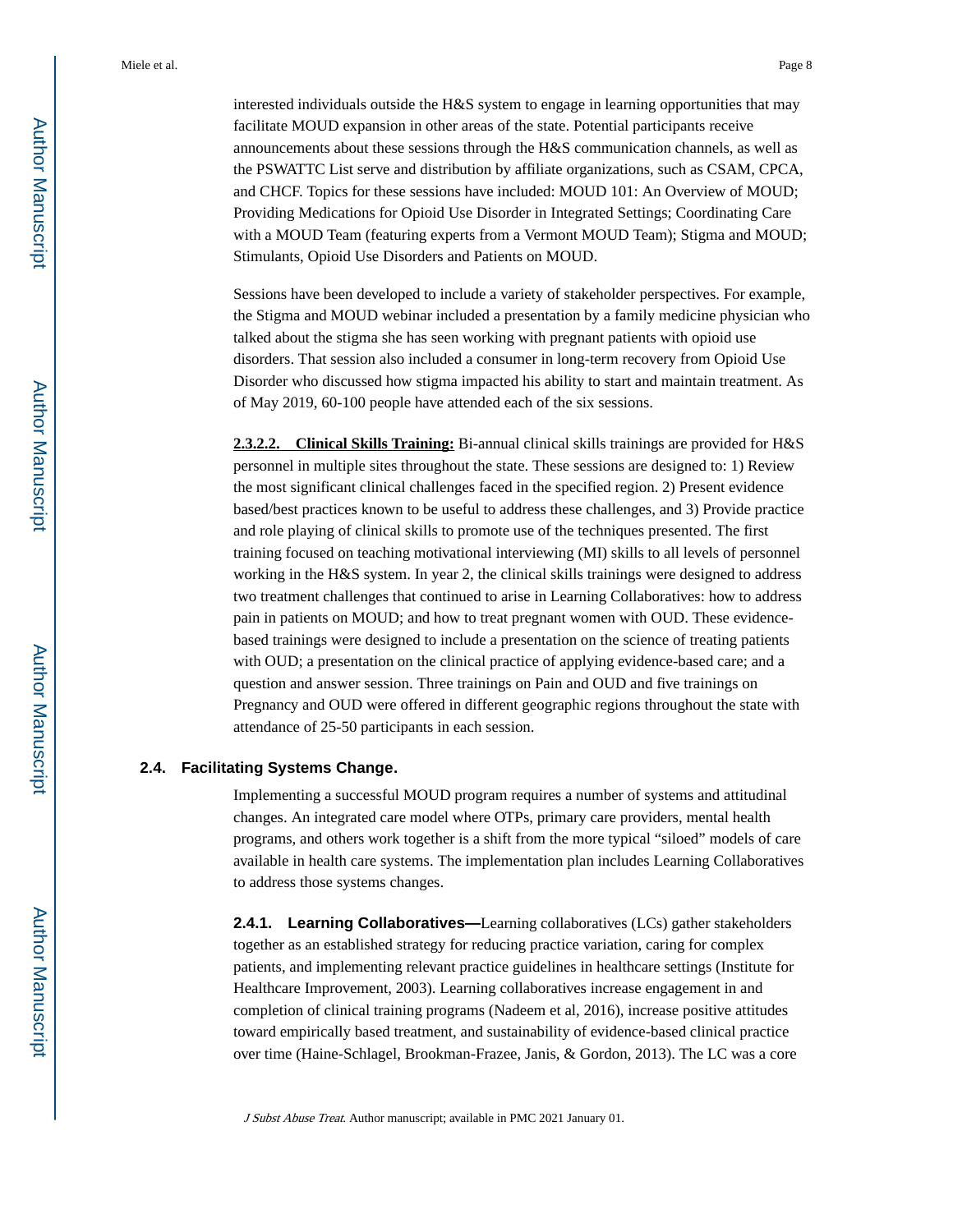interested individuals outside the H&S system to engage in learning opportunities that may facilitate MOUD expansion in other areas of the state. Potential participants receive announcements about these sessions through the H&S communication channels, as well as the PSWATTC List serve and distribution by affiliate organizations, such as CSAM, CPCA, and CHCF. Topics for these sessions have included: MOUD 101: An Overview of MOUD; Providing Medications for Opioid Use Disorder in Integrated Settings; Coordinating Care with a MOUD Team (featuring experts from a Vermont MOUD Team); Stigma and MOUD; Stimulants, Opioid Use Disorders and Patients on MOUD.

Sessions have been developed to include a variety of stakeholder perspectives. For example, the Stigma and MOUD webinar included a presentation by a family medicine physician who talked about the stigma she has seen working with pregnant patients with opioid use disorders. That session also included a consumer in long-term recovery from Opioid Use Disorder who discussed how stigma impacted his ability to start and maintain treatment. As of May 2019, 60-100 people have attended each of the six sessions.

**2.3.2.2. Clinical Skills Training:** Bi-annual clinical skills trainings are provided for H&S personnel in multiple sites throughout the state. These sessions are designed to: 1) Review the most significant clinical challenges faced in the specified region. 2) Present evidence based/best practices known to be useful to address these challenges, and 3) Provide practice and role playing of clinical skills to promote use of the techniques presented. The first training focused on teaching motivational interviewing (MI) skills to all levels of personnel working in the H&S system. In year 2, the clinical skills trainings were designed to address two treatment challenges that continued to arise in Learning Collaboratives: how to address pain in patients on MOUD; and how to treat pregnant women with OUD. These evidence-based trainings were designed to include a presentation on the science of treating patients with OUD; a presentation on the clinical practice of applying evidence-based care; and a question and answer session. Three trainings on Pain and OUD and five trainings on Pregnancy and OUD were offered in different geographic regions throughout the state with attendance of 25-50 participants in each session.

## 2.4. Facilitating Systems Change.

Implementing a successful MOUD program requires a number of systems and attitudinal changes. An integrated care model where OTPs, primary care providers, mental health programs, and others work together is a shift from the more typical “siloed” models of care available in health care systems. The implementation plan includes Learning Collaboratives to address those systems changes.

**2.4.1. Learning Collaboratives—**Learning collaboratives (LCs) gather stakeholders together as an established strategy for reducing practice variation, caring for complex patients, and implementing relevant practice guidelines in healthcare settings (Institute for Healthcare Improvement, 2003). Learning collaboratives increase engagement in and completion of clinical training programs (Nadeem et al, 2016), increase positive attitudes toward empirically based treatment, and sustainability of evidence-based clinical practice over time (Haine-Schlagel, Brookman-Frazee, Janis, & Gordon, 2013). The LC was a core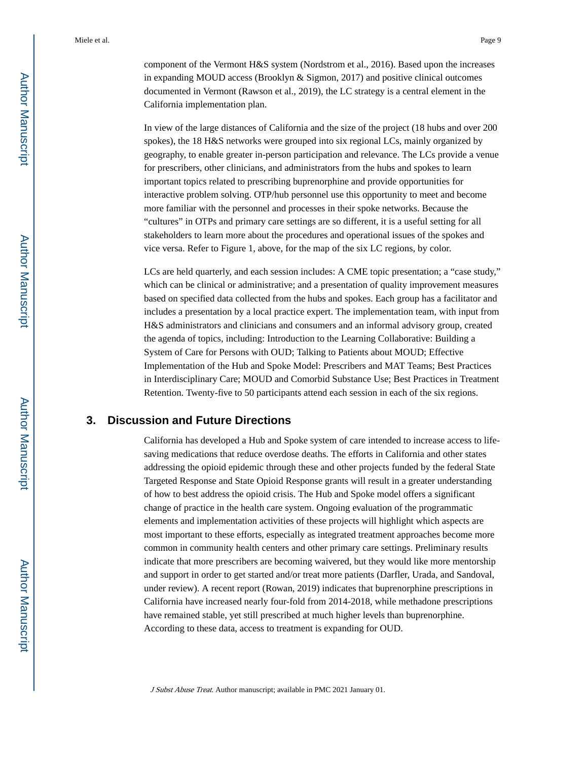component of the Vermont H&S system (Nordstrom et al., 2016). Based upon the increases in expanding MOUD access (Brooklyn & Sigmon, 2017) and positive clinical outcomes documented in Vermont (Rawson et al., 2019), the LC strategy is a central element in the California implementation plan.

In view of the large distances of California and the size of the project (18 hubs and over 200 spokes), the 18 H&S networks were grouped into six regional LCs, mainly organized by geography, to enable greater in-person participation and relevance. The LCs provide a venue for prescribers, other clinicians, and administrators from the hubs and spokes to learn important topics related to prescribing buprenorphine and provide opportunities for interactive problem solving. OTP/hub personnel use this opportunity to meet and become more familiar with the personnel and processes in their spoke networks. Because the "cultures" in OTPs and primary care settings are so different, it is a useful setting for all stakeholders to learn more about the procedures and operational issues of the spokes and vice versa. Refer to Figure 1, above, for the map of the six LC regions, by color.

LCs are held quarterly, and each session includes: A CME topic presentation; a "case study," which can be clinical or administrative; and a presentation of quality improvement measures based on specified data collected from the hubs and spokes. Each group has a facilitator and includes a presentation by a local practice expert. The implementation team, with input from H&S administrators and clinicians and consumers and an informal advisory group, created the agenda of topics, including: Introduction to the Learning Collaborative: Building a System of Care for Persons with OUD; Talking to Patients about MOUD; Effective Implementation of the Hub and Spoke Model: Prescribers and MAT Teams; Best Practices in Interdisciplinary Care; MOUD and Comorbid Substance Use; Best Practices in Treatment Retention. Twenty-five to 50 participants attend each session in each of the six regions.

## 3. Discussion and Future Directions

California has developed a Hub and Spoke system of care intended to increase access to life-saving medications that reduce overdose deaths. The efforts in California and other states addressing the opioid epidemic through these and other projects funded by the federal State Targeted Response and State Opioid Response grants will result in a greater understanding of how to best address the opioid crisis. The Hub and Spoke model offers a significant change of practice in the health care system. Ongoing evaluation of the programmatic elements and implementation activities of these projects will highlight which aspects are most important to these efforts, especially as integrated treatment approaches become more common in community health centers and other primary care settings. Preliminary results indicate that more prescribers are becoming waivered, but they would like more mentorship and support in order to get started and/or treat more patients (Darfler, Urada, and Sandoval, under review). A recent report (Rowan, 2019) indicates that buprenorphine prescriptions in California have increased nearly four-fold from 2014-2018, while methadone prescriptions have remained stable, yet still prescribed at much higher levels than buprenorphine. According to these data, access to treatment is expanding for OUD.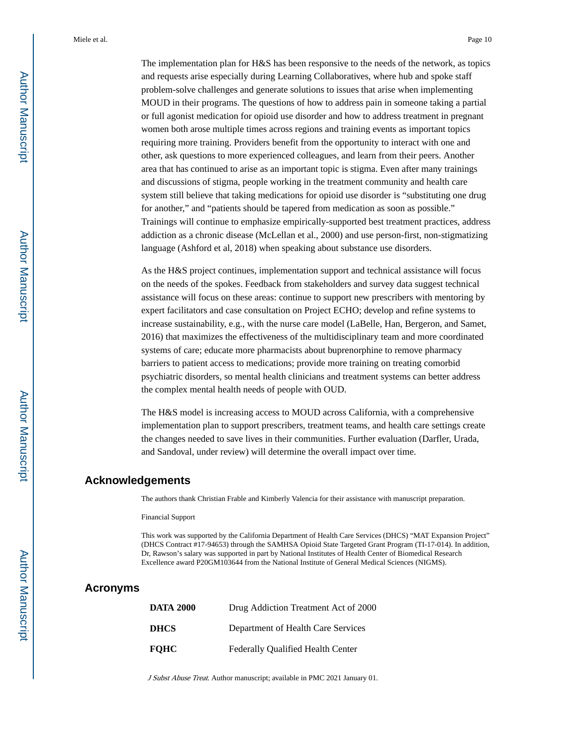The implementation plan for H&S has been responsive to the needs of the network, as topics and requests arise especially during Learning Collaboratives, where hub and spoke staff problem-solve challenges and generate solutions to issues that arise when implementing MOUD in their programs. The questions of how to address pain in someone taking a partial or full agonist medication for opioid use disorder and how to address treatment in pregnant women both arose multiple times across regions and training events as important topics requiring more training. Providers benefit from the opportunity to interact with one and other, ask questions to more experienced colleagues, and learn from their peers. Another area that has continued to arise as an important topic is stigma. Even after many trainings and discussions of stigma, people working in the treatment community and health care system still believe that taking medications for opioid use disorder is "substituting one drug for another," and "patients should be tapered from medication as soon as possible." Trainings will continue to emphasize empirically-supported best treatment practices, address addiction as a chronic disease (McLellan et al., 2000) and use person-first, non-stigmatizing language (Ashford et al, 2018) when speaking about substance use disorders.

As the H&S project continues, implementation support and technical assistance will focus on the needs of the spokes. Feedback from stakeholders and survey data suggest technical assistance will focus on these areas: continue to support new prescribers with mentoring by expert facilitators and case consultation on Project ECHO; develop and refine systems to increase sustainability, e.g., with the nurse care model (LaBelle, Han, Bergeron, and Samet, 2016) that maximizes the effectiveness of the multidisciplinary team and more coordinated systems of care; educate more pharmacists about buprenorphine to remove pharmacy barriers to patient access to medications; provide more training on treating comorbid psychiatric disorders, so mental health clinicians and treatment systems can better address the complex mental health needs of people with OUD.

The H&S model is increasing access to MOUD across California, with a comprehensive implementation plan to support prescribers, treatment teams, and health care settings create the changes needed to save lives in their communities. Further evaluation (Darfler, Urada, and Sandoval, under review) will determine the overall impact over time.

## Acknowledgements

The authors thank Christian Frable and Kimberly Valencia for their assistance with manuscript preparation.

Financial Support

This work was supported by the California Department of Health Care Services (DHCS) "MAT Expansion Project" (DHCS Contract #17-94653) through the SAMHSA Opioid State Targeted Grant Program (TI-17-014). In addition, Dr, Rawson's salary was supported in part by National Institutes of Health Center of Biomedical Research Excellence award P20GM103644 from the National Institute of General Medical Sciences (NIGMS).

## Acronyms

| | |
|---|---|
| **DATA 2000** | Drug Addiction Treatment Act of 2000 |
| **DHCS** | Department of Health Care Services |
| **FQHC** | Federally Qualified Health Center |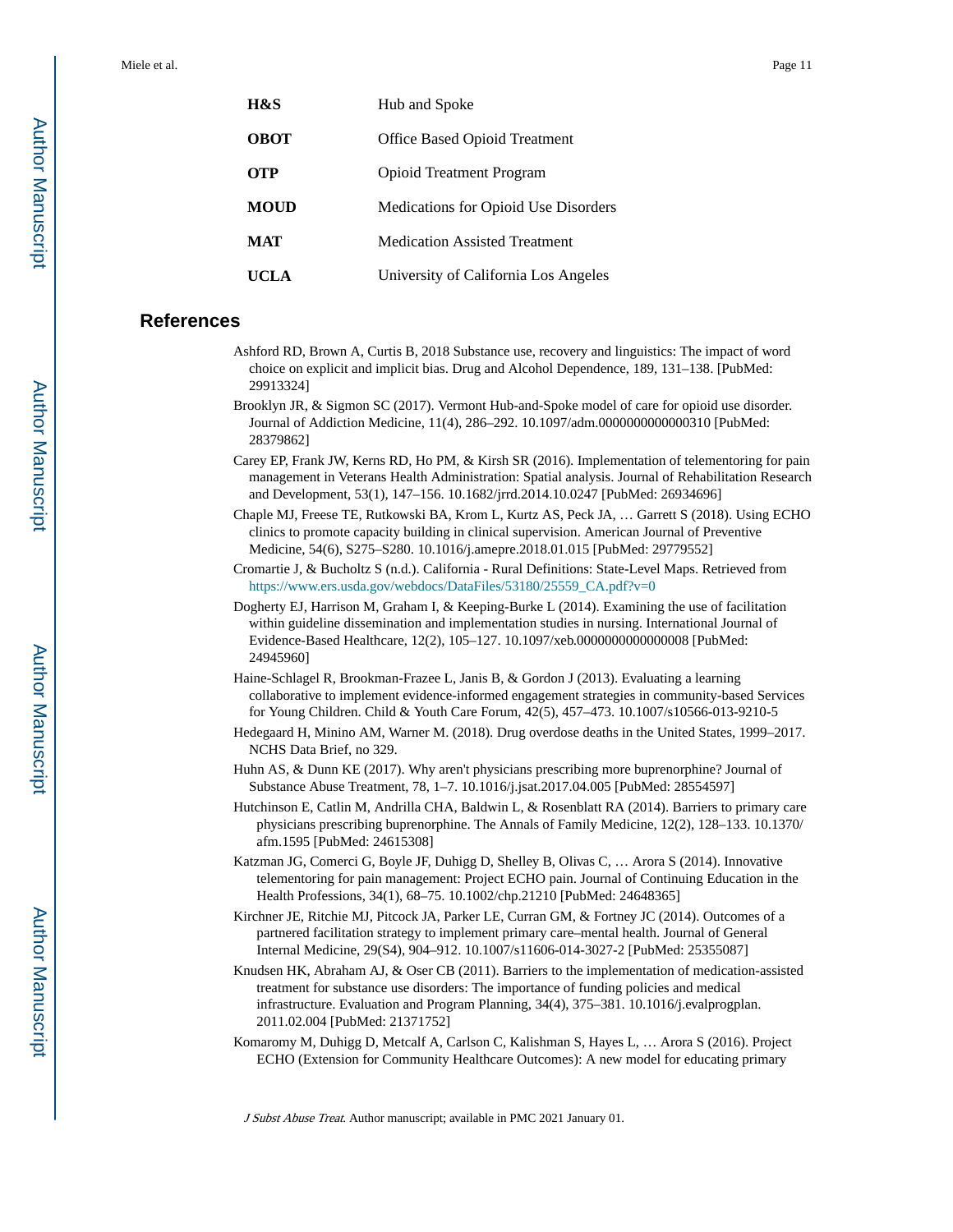| | |
|---|---|
| **H&S** | Hub and Spoke |
| **OBOT** | Office Based Opioid Treatment |
| **OTP** | Opioid Treatment Program |
| **MOUD** | Medications for Opioid Use Disorders |
| **MAT** | Medication Assisted Treatment |
| **UCLA** | University of California Los Angeles |

## References

Ashford RD, Brown A, Curtis B, 2018 Substance use, recovery and linguistics: The impact of word choice on explicit and implicit bias. Drug and Alcohol Dependence, 189, 131–138. [PubMed: 29913324]

Brooklyn JR, & Sigmon SC (2017). Vermont Hub-and-Spoke model of care for opioid use disorder. Journal of Addiction Medicine, 11(4), 286–292. 10.1097/adm.0000000000000310 [PubMed: 28379862]

Carey EP, Frank JW, Kerns RD, Ho PM, & Kirsh SR (2016). Implementation of telementoring for pain management in Veterans Health Administration: Spatial analysis. Journal of Rehabilitation Research and Development, 53(1), 147–156. 10.1682/jrrd.2014.10.0247 [PubMed: 26934696]

Chaple MJ, Freese TE, Rutkowski BA, Krom L, Kurtz AS, Peck JA, … Garrett S (2018). Using ECHO clinics to promote capacity building in clinical supervision. American Journal of Preventive Medicine, 54(6), S275–S280. 10.1016/j.amepre.2018.01.015 [PubMed: 29779552]

Cromartie J, & Bucholtz S (n.d.). California - Rural Definitions: State-Level Maps. Retrieved from https://www.ers.usda.gov/webdocs/DataFiles/53180/25559_CA.pdf?v=0

Dogherty EJ, Harrison M, Graham I, & Keeping-Burke L (2014). Examining the use of facilitation within guideline dissemination and implementation studies in nursing. International Journal of Evidence-Based Healthcare, 12(2), 105–127. 10.1097/xeb.0000000000000008 [PubMed: 24945960]

Haine-Schlagel R, Brookman-Frazee L, Janis B, & Gordon J (2013). Evaluating a learning collaborative to implement evidence-informed engagement strategies in community-based Services for Young Children. Child & Youth Care Forum, 42(5), 457–473. 10.1007/s10566-013-9210-5

Hedegaard H, Minino AM, Warner M. (2018). Drug overdose deaths in the United States, 1999–2017. NCHS Data Brief, no 329.

Huhn AS, & Dunn KE (2017). Why aren't physicians prescribing more buprenorphine? Journal of Substance Abuse Treatment, 78, 1–7. 10.1016/j.jsat.2017.04.005 [PubMed: 28554597]

Hutchinson E, Catlin M, Andrilla CHA, Baldwin L, & Rosenblatt RA (2014). Barriers to primary care physicians prescribing buprenorphine. The Annals of Family Medicine, 12(2), 128–133. 10.1370/afm.1595 [PubMed: 24615308]

Katzman JG, Comerci G, Boyle JF, Duhigg D, Shelley B, Olivas C, … Arora S (2014). Innovative telementoring for pain management: Project ECHO pain. Journal of Continuing Education in the Health Professions, 34(1), 68–75. 10.1002/chp.21210 [PubMed: 24648365]

Kirchner JE, Ritchie MJ, Pitcock JA, Parker LE, Curran GM, & Fortney JC (2014). Outcomes of a partnered facilitation strategy to implement primary care–mental health. Journal of General Internal Medicine, 29(S4), 904–912. 10.1007/s11606-014-3027-2 [PubMed: 25355087]

Knudsen HK, Abraham AJ, & Oser CB (2011). Barriers to the implementation of medication-assisted treatment for substance use disorders: The importance of funding policies and medical infrastructure. Evaluation and Program Planning, 34(4), 375–381. 10.1016/j.evalprogplan.2011.02.004 [PubMed: 21371752]

Komaromy M, Duhigg D, Metcalf A, Carlson C, Kalishman S, Hayes L, … Arora S (2016). Project ECHO (Extension for Community Healthcare Outcomes): A new model for educating primary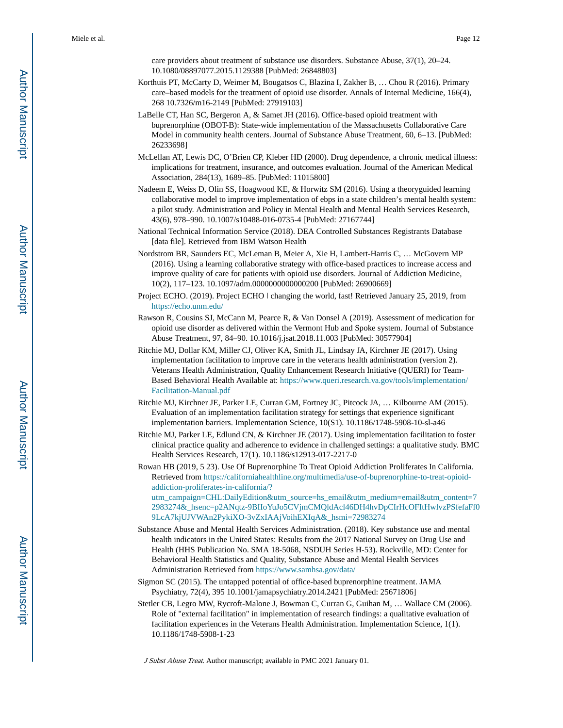care providers about treatment of substance use disorders. Substance Abuse, 37(1), 20–24. 10.1080/08897077.2015.1129388 [PubMed: 26848803]

Korthuis PT, McCarty D, Weimer M, Bougatsos C, Blazina I, Zakher B, … Chou R (2016). Primary care–based models for the treatment of opioid use disorder. Annals of Internal Medicine, 166(4), 268 10.7326/m16-2149 [PubMed: 27919103]

LaBelle CT, Han SC, Bergeron A, & Samet JH (2016). Office-based opioid treatment with buprenorphine (OBOT-B): State-wide implementation of the Massachusetts Collaborative Care Model in community health centers. Journal of Substance Abuse Treatment, 60, 6–13. [PubMed: 26233698]

McLellan AT, Lewis DC, O'Brien CP, Kleber HD (2000). Drug dependence, a chronic medical illness: implications for treatment, insurance, and outcomes evaluation. Journal of the American Medical Association, 284(13), 1689–85. [PubMed: 11015800]

Nadeem E, Weiss D, Olin SS, Hoagwood KE, & Horwitz SM (2016). Using a theoryguided learning collaborative model to improve implementation of ebps in a state children's mental health system: a pilot study. Administration and Policy in Mental Health and Mental Health Services Research, 43(6), 978–990. 10.1007/s10488-016-0735-4 [PubMed: 27167744]

National Technical Information Service (2018). DEA Controlled Substances Registrants Database [data file]. Retrieved from IBM Watson Health

Nordstrom BR, Saunders EC, McLeman B, Meier A, Xie H, Lambert-Harris C, … McGovern MP (2016). Using a learning collaborative strategy with office-based practices to increase access and improve quality of care for patients with opioid use disorders. Journal of Addiction Medicine, 10(2), 117–123. 10.1097/adm.0000000000000200 [PubMed: 26900669]

Project ECHO. (2019). Project ECHO | changing the world, fast! Retrieved January 25, 2019, from https://echo.unm.edu/

Rawson R, Cousins SJ, McCann M, Pearce R, & Van Donsel A (2019). Assessment of medication for opioid use disorder as delivered within the Vermont Hub and Spoke system. Journal of Substance Abuse Treatment, 97, 84–90. 10.1016/j.jsat.2018.11.003 [PubMed: 30577904]

Ritchie MJ, Dollar KM, Miller CJ, Oliver KA, Smith JL, Lindsay JA, Kirchner JE (2017). Using implementation facilitation to improve care in the veterans health administration (version 2). Veterans Health Administration, Quality Enhancement Research Initiative (QUERI) for Team-Based Behavioral Health Available at: https://www.queri.research.va.gov/tools/implementation/Facilitation-Manual.pdf

Ritchie MJ, Kirchner JE, Parker LE, Curran GM, Fortney JC, Pitcock JA, … Kilbourne AM (2015). Evaluation of an implementation facilitation strategy for settings that experience significant implementation barriers. Implementation Science, 10(S1). 10.1186/1748-5908-10-sl-a46

Ritchie MJ, Parker LE, Edlund CN, & Kirchner JE (2017). Using implementation facilitation to foster clinical practice quality and adherence to evidence in challenged settings: a qualitative study. BMC Health Services Research, 17(1). 10.1186/s12913-017-2217-0

Rowan HB (2019, 5 23). Use Of Buprenorphine To Treat Opioid Addiction Proliferates In California. Retrieved from https://californiahealthline.org/multimedia/use-of-buprenorphine-to-treat-opioid-addiction-proliferates-in-california/?utm_campaign=CHL:DailyEdition&utm_source=hs_email&utm_medium=email&utm_content=72983274&_hsenc=p2ANqtz-9BIIoYuJo5CVjmCMQldAcl46DH4hvDpCIrHcOFItHwlvzPSfefaFf09LcA7kjUJVWAn2PykiXO-3vZxIAAjVoihEXIqA&_hsmi=72983274

Substance Abuse and Mental Health Services Administration. (2018). Key substance use and mental health indicators in the United States: Results from the 2017 National Survey on Drug Use and Health (HHS Publication No. SMA 18-5068, NSDUH Series H-53). Rockville, MD: Center for Behavioral Health Statistics and Quality, Substance Abuse and Mental Health Services Administration Retrieved from https://www.samhsa.gov/data/

Sigmon SC (2015). The untapped potential of office-based buprenorphine treatment. JAMA Psychiatry, 72(4), 395 10.1001/jamapsychiatry.2014.2421 [PubMed: 25671806]

Stetler CB, Legro MW, Rycroft-Malone J, Bowman C, Curran G, Guihan M, … Wallace CM (2006). Role of "external facilitation" in implementation of research findings: a qualitative evaluation of facilitation experiences in the Veterans Health Administration. Implementation Science, 1(1). 10.1186/1748-5908-1-23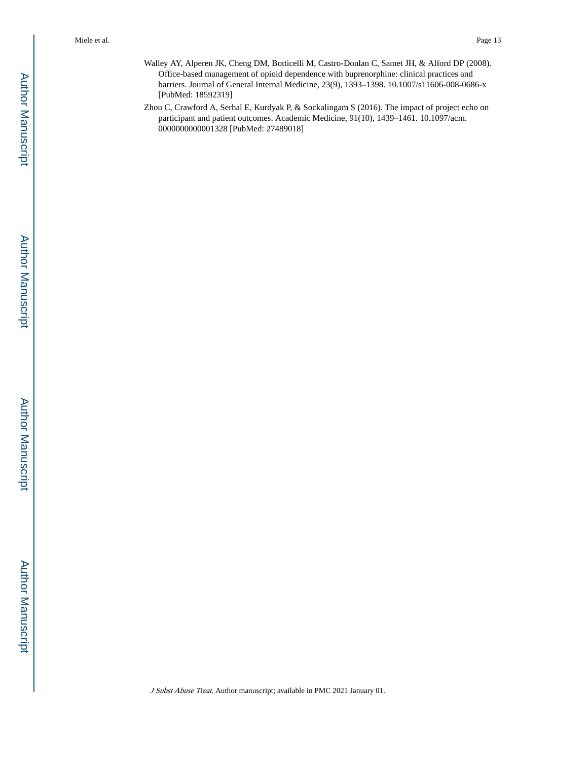Walley AY, Alperen JK, Cheng DM, Botticelli M, Castro-Donlan C, Samet JH, & Alford DP (2008). Office-based management of opioid dependence with buprenorphine: clinical practices and barriers. Journal of General Internal Medicine, 23(9), 1393–1398. 10.1007/s11606-008-0686-x [PubMed: 18592319]

Zhou C, Crawford A, Serhal E, Kurdyak P, & Sockalingam S (2016). The impact of project echo on participant and patient outcomes. Academic Medicine, 91(10), 1439–1461. 10.1097/acm.0000000000001328 [PubMed: 27489018]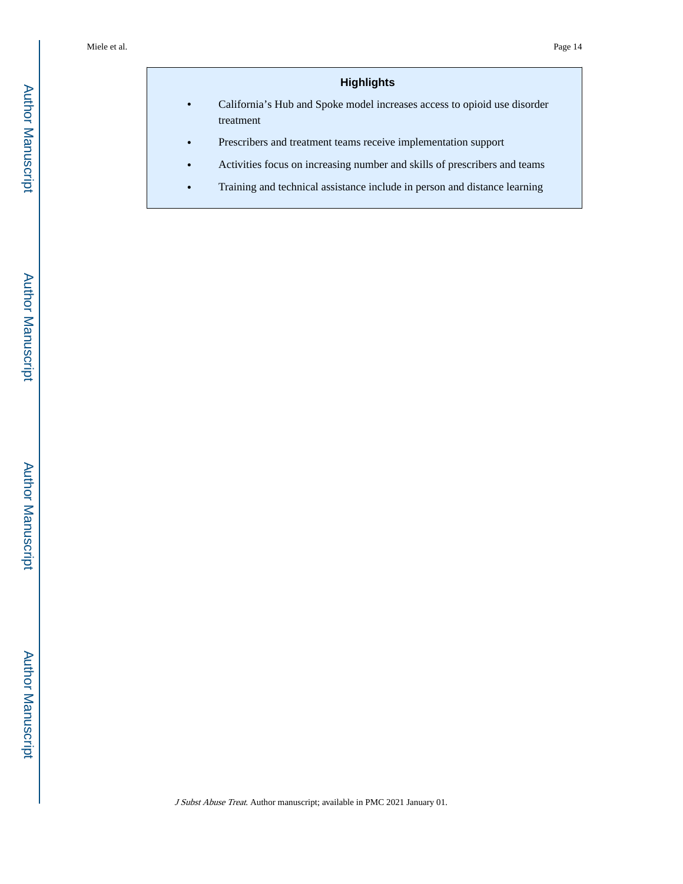## Highlights

- California's Hub and Spoke model increases access to opioid use disorder treatment
- Prescribers and treatment teams receive implementation support
- Activities focus on increasing number and skills of prescribers and teams
- Training and technical assistance include in person and distance learning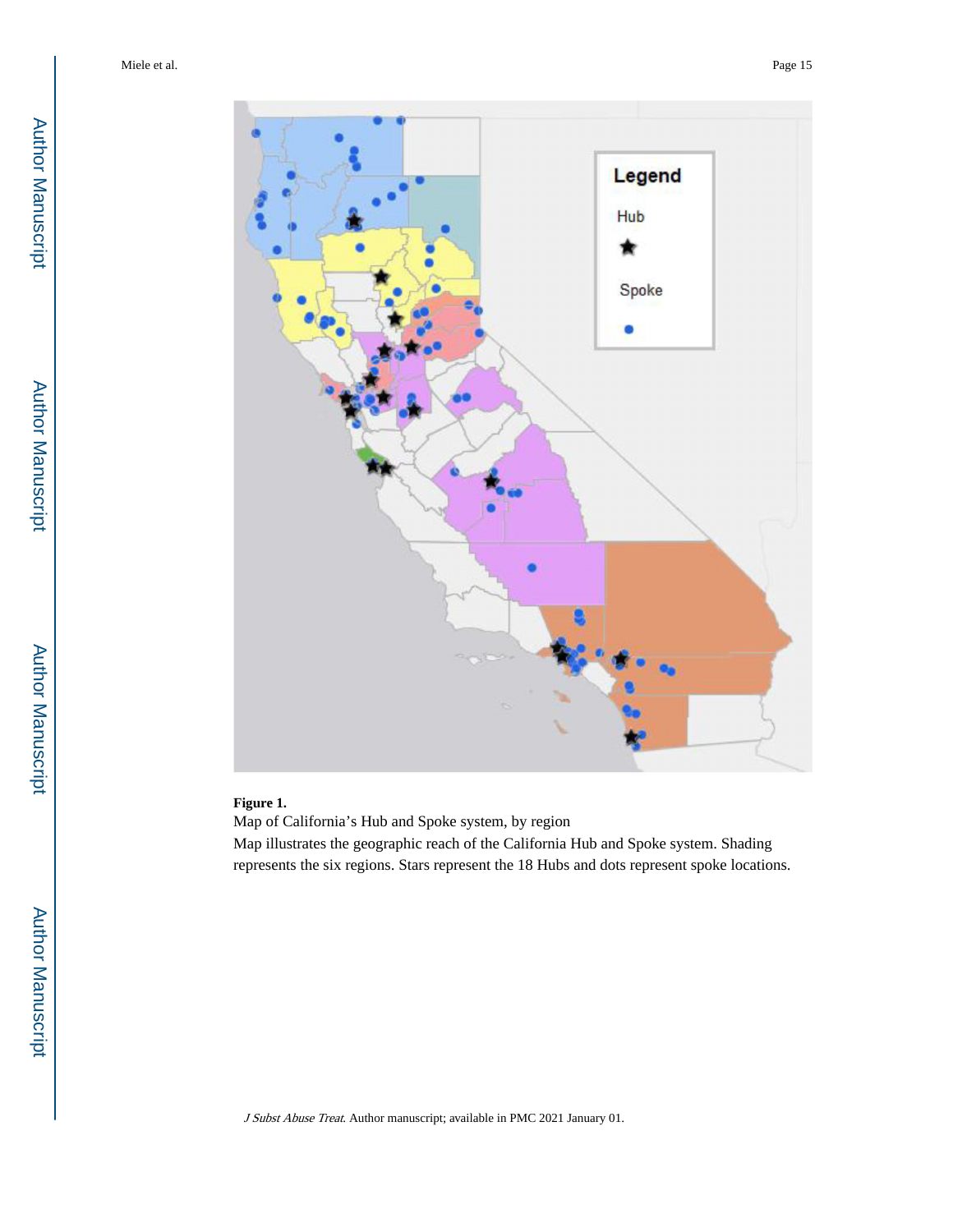Legend

Hub

Spoke

**Figure 1.**

Map of California's Hub and Spoke system, by region

Map illustrates the geographic reach of the California Hub and Spoke system. Shading represents the six regions. Stars represent the 18 Hubs and dots represent spoke locations.